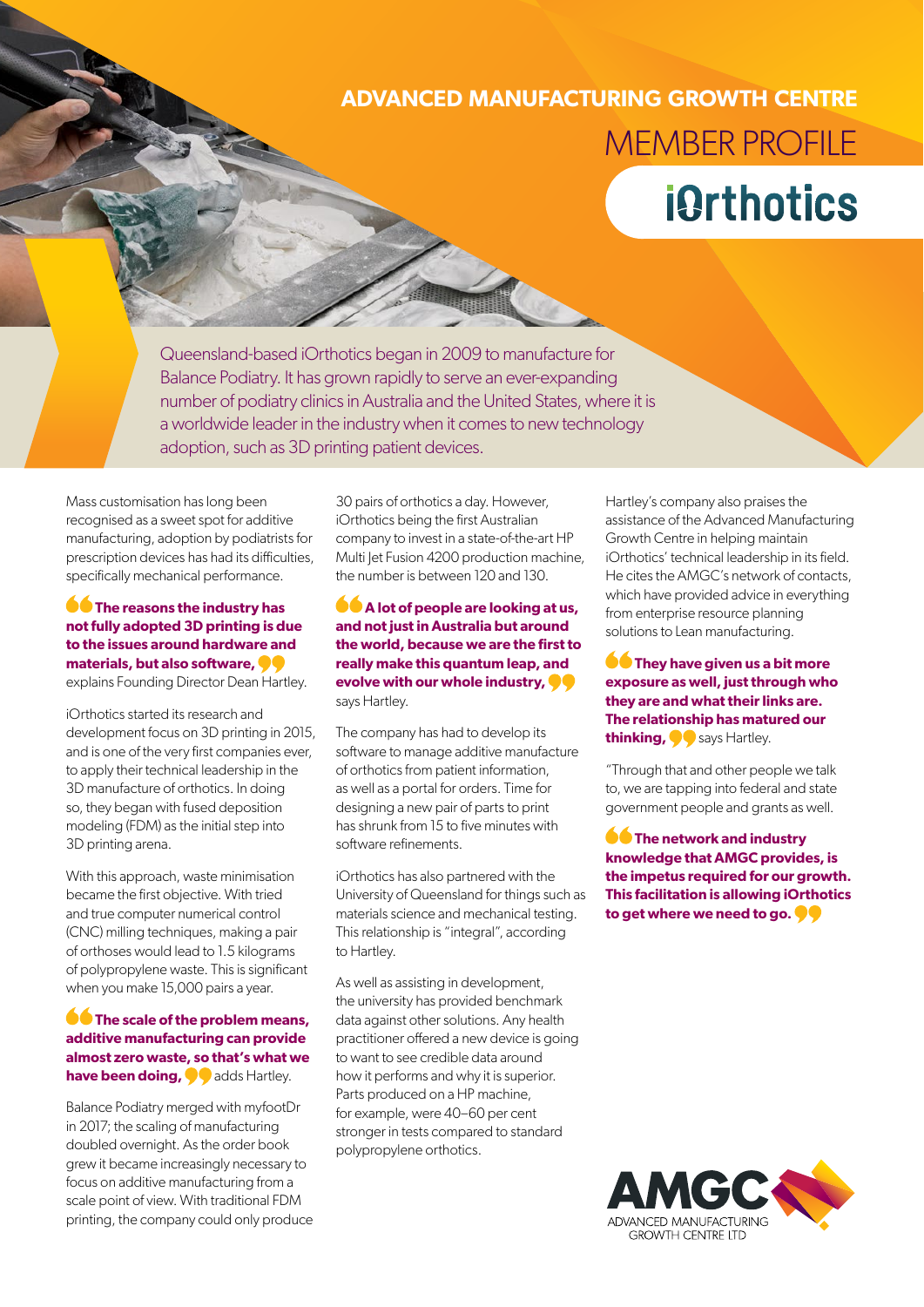# ADVANCED MANUFACTURING GROWTH CENTRE

## MEMBER PROFILE

## iOrthotics

Queensland-based iOrthotics began in 2009 to manufacture for Balance Podiatry. It has grown rapidly to serve an ever-expanding number of podiatry clinics in Australia and the United States, where it is a worldwide leader in the industry when it comes to new technology adoption, such as 3D printing patient devices.

Mass customisation has long been recognised as a sweet spot for additive manufacturing, adoption by podiatrists for prescription devices has had its difficulties, specifically mechanical performance.

**"The reasons the industry has not fully adopted 3D printing is due to the issues around hardware and materials, but also software,"** explains Founding Director Dean Hartley.

iOrthotics started its research and development focus on 3D printing in 2015, and is one of the very first companies ever, to apply their technical leadership in the 3D manufacture of orthotics. In doing so, they began with fused deposition modeling (FDM) as the initial step into 3D printing arena.

With this approach, waste minimisation became the first objective. With tried and true computer numerical control (CNC) milling techniques, making a pair of orthoses would lead to 1.5 kilograms of polypropylene waste. This is significant when you make 15,000 pairs a year.

**"The scale of the problem means, additive manufacturing can provide almost zero waste, so that's what we have been doing,"** adds Hartley.

Balance Podiatry merged with myfootDr in 2017; the scaling of manufacturing doubled overnight. As the order book grew it became increasingly necessary to focus on additive manufacturing from a scale point of view. With traditional FDM printing, the company could only produce 30 pairs of orthotics a day. However, iOrthotics being the first Australian company to invest in a state-of-the-art HP Multi Jet Fusion 4200 production machine, the number is between 120 and 130.

**"A lot of people are looking at us, and not just in Australia but around the world, because we are the first to really make this quantum leap, and evolve with our whole industry,"** says Hartley.

The company has had to develop its software to manage additive manufacture of orthotics from patient information, as well as a portal for orders. Time for designing a new pair of parts to print has shrunk from 15 to five minutes with software refinements.

iOrthotics has also partnered with the University of Queensland for things such as materials science and mechanical testing. This relationship is "integral", according to Hartley.

As well as assisting in development, the university has provided benchmark data against other solutions. Any health practitioner offered a new device is going to want to see credible data around how it performs and why it is superior. Parts produced on a HP machine, for example, were 40–60 per cent stronger in tests compared to standard polypropylene orthotics.

Hartley's company also praises the assistance of the Advanced Manufacturing Growth Centre in helping maintain iOrthotics' technical leadership in its field. He cites the AMGC's network of contacts, which have provided advice in everything from enterprise resource planning solutions to Lean manufacturing.

**"They have given us a bit more exposure as well, just through who they are and what their links are. The relationship has matured our thinking,"** says Hartley.

"Through that and other people we talk to, we are tapping into federal and state government people and grants as well.

**"The network and industry knowledge that AMGC provides, is the impetus required for our growth. This facilitation is allowing iOrthotics to get where we need to go."**

AMGC
ADVANCED MANUFACTURING GROWTH CENTRE LTD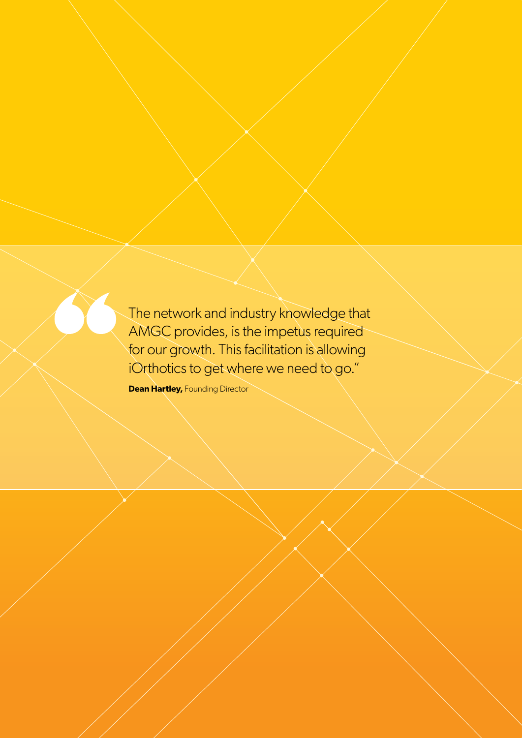> "The network and industry knowledge that AMGC provides, is the impetus required for our growth. This facilitation is allowing iOrthotics to get where we need to go."
>
> **Dean Hartley,** Founding Director